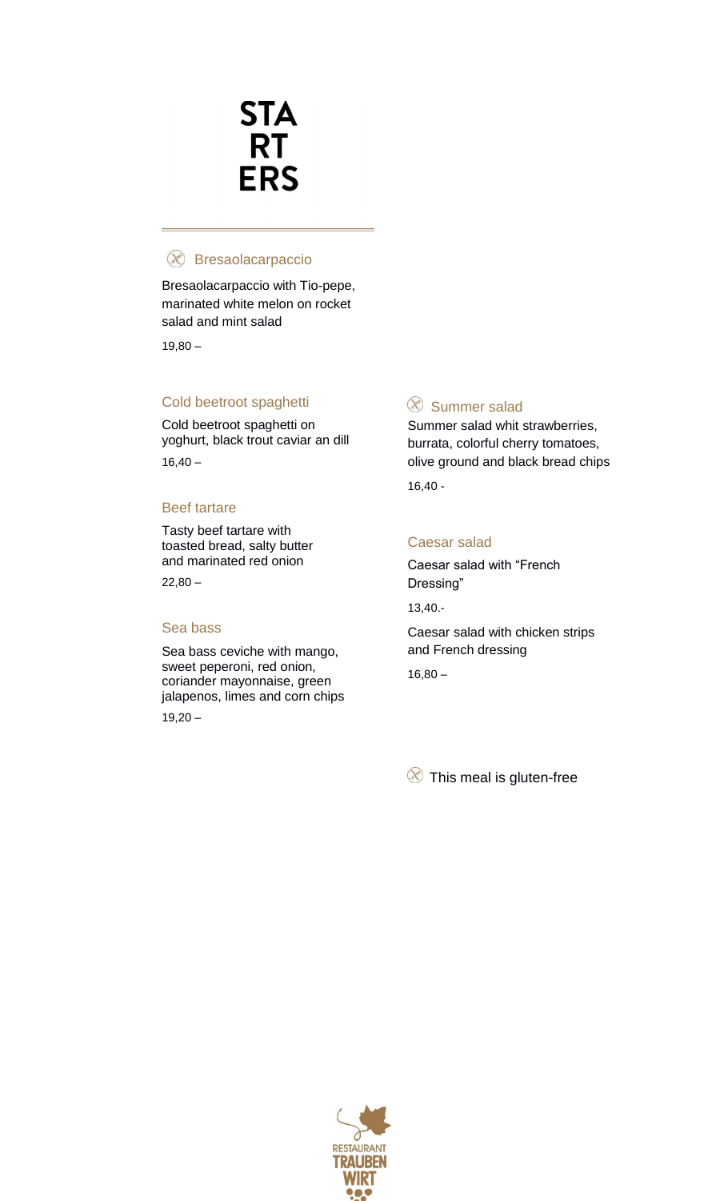# STARTERS

## ⊗ Bresaolacarpaccio

Bresaolacarpaccio with Tio-pepe, marinated white melon on rocket salad and mint salad

19,80 –

## Cold beetroot spaghetti

Cold beetroot spaghetti on yoghurt, black trout caviar an dill

16,40 –

## Beef tartare

Tasty beef tartare with toasted bread, salty butter and marinated red onion

22,80 –

## Sea bass

Sea bass ceviche with mango, sweet peperoni, red onion, coriander mayonnaise, green jalapenos, limes and corn chips

19,20 –

## ⊗ Summer salad

Summer salad whit strawberries, burrata, colorful cherry tomatoes, olive ground and black bread chips

16,40 -

## Caesar salad

Caesar salad with "French Dressing"

13,40.-

Caesar salad with chicken strips and French dressing

16,80 –

⊗ This meal is gluten-free

RESTAURANT TRAUBEN WIRT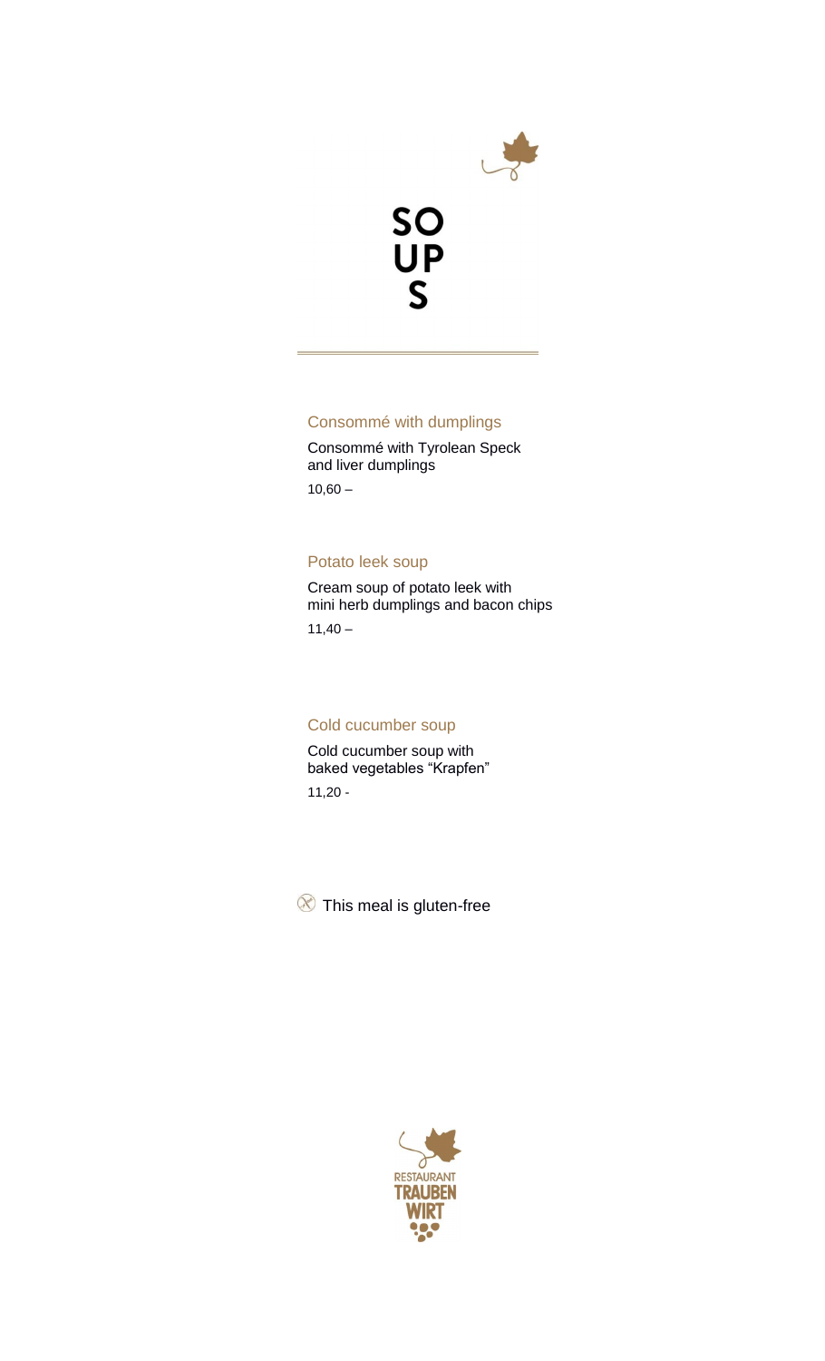# SOUPS

### Consommé with dumplings

Consommé with Tyrolean Speck
and liver dumplings

10,60 –

### Potato leek soup

Cream soup of potato leek with
mini herb dumplings and bacon chips

11,40 –

### Cold cucumber soup

Cold cucumber soup with
baked vegetables "Krapfen"

11,20 -

This meal is gluten-free

RESTAURANT
TRAUBEN
WIRT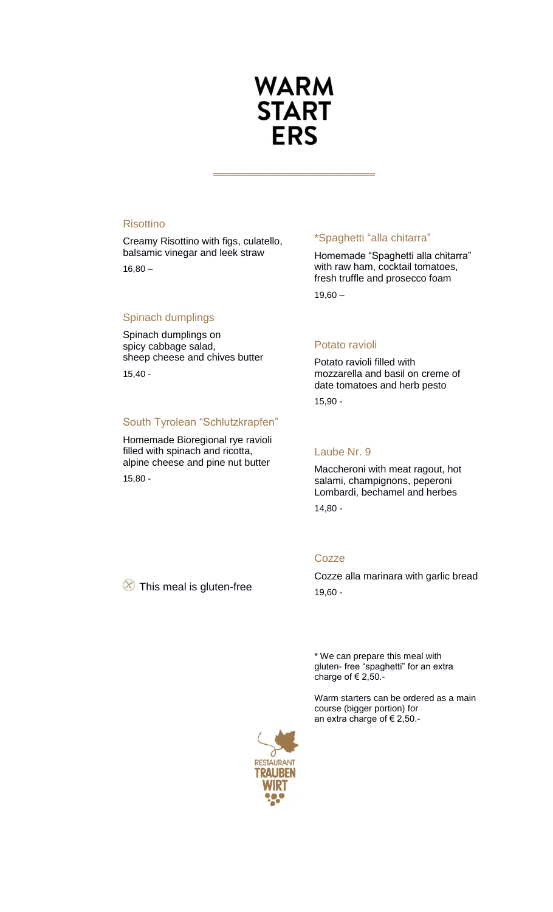# WARM START ERS

## Risottino

Creamy Risottino with figs, culatello, balsamic vinegar and leek straw

16,80 –

## Spinach dumplings

Spinach dumplings on spicy cabbage salad, sheep cheese and chives butter

15,40 -

## South Tyrolean “Schlutzkrapfen”

Homemade Bioregional rye ravioli filled with spinach and ricotta, alpine cheese and pine nut butter

15,80 -

## *Spaghetti “alla chitarra”

Homemade “Spaghetti alla chitarra” with raw ham, cocktail tomatoes, fresh truffle and prosecco foam

19,60 –

## Potato ravioli

Potato ravioli filled with mozzarella and basil on creme of date tomatoes and herb pesto

15,90 -

## Laube Nr. 9

Maccheroni with meat ragout, hot salami, champignons, peperoni Lombardi, bechamel and herbes

14,80 -

## Cozze

Cozze alla marinara with garlic bread

19,60 -

This meal is gluten-free

* We can prepare this meal with gluten- free “spaghetti” for an extra charge of € 2,50.-

Warm starters can be ordered as a main course (bigger portion) for an extra charge of € 2,50.-

RESTAURANT TRAUBEN WIRT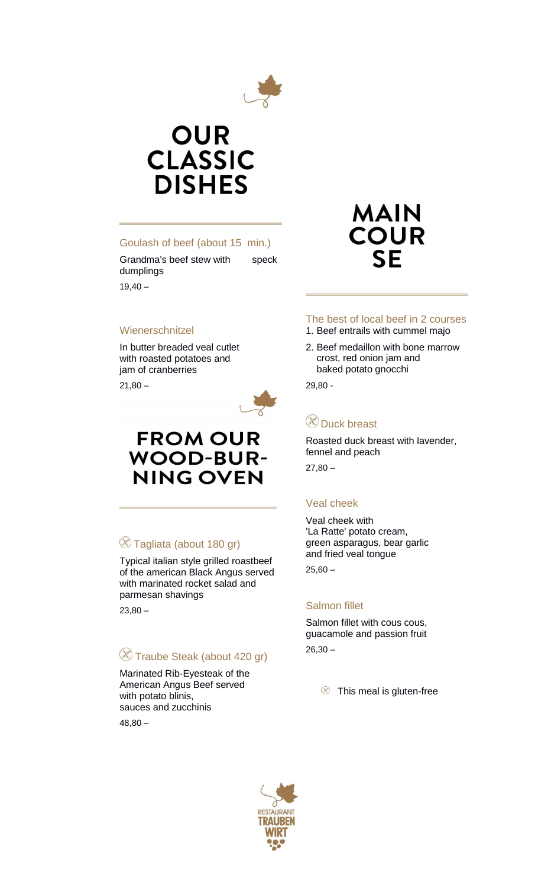# OUR CLASSIC DISHES

### Goulash of beef (about 15 min.)

Grandma's beef stew with speck dumplings

19,40 –

### Wienerschnitzel

In butter breaded veal cutlet with roasted potatoes and jam of cranberries

21,80 –

# FROM OUR WOOD-BURNING OVEN

### ⊗ Tagliata (about 180 gr)

Typical italian style grilled roastbeef of the american Black Angus served with marinated rocket salad and parmesan shavings

23,80 –

### ⊗ Traube Steak (about 420 gr)

Marinated Rib-Eyesteak of the American Angus Beef served with potato blinis, sauces and zucchinis

48,80 –

# MAIN COURSE

### The best of local beef in 2 courses

1. Beef entrails with cummel majo
2. Beef medaillon with bone marrow crost, red onion jam and baked potato gnocchi

29,80 -

### ⊗ Duck breast

Roasted duck breast with lavender, fennel and peach

27,80 –

### Veal cheek

Veal cheek with 'La Ratte' potato cream, green asparagus, bear garlic and fried veal tongue

25,60 –

### Salmon fillet

Salmon fillet with cous cous, guacamole and passion fruit

26,30 –

⊗ This meal is gluten-free

RESTAURANT TRAUBEN WIRT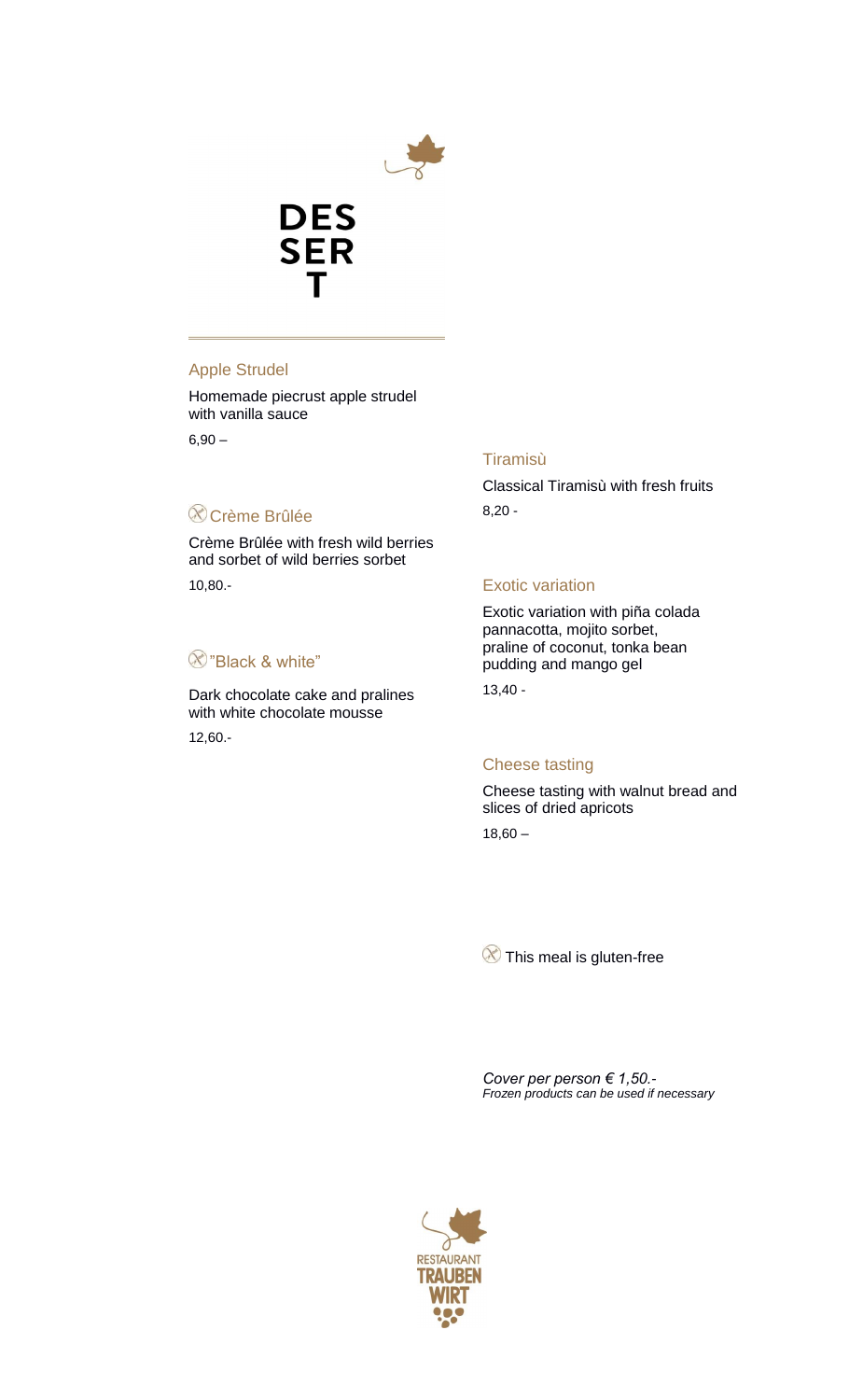# DES SER T

### Apple Strudel

Homemade piecrust apple strudel with vanilla sauce

6,90 –

### Crème Brûlée

Crème Brûlée with fresh wild berries and sorbet of wild berries sorbet

10,80.-

### "Black & white"

Dark chocolate cake and pralines with white chocolate mousse

12,60.-

### Tiramisù

Classical Tiramisù with fresh fruits

8,20 -

### Exotic variation

Exotic variation with piña colada pannacotta, mojito sorbet, praline of coconut, tonka bean pudding and mango gel

13,40 -

### Cheese tasting

Cheese tasting with walnut bread and slices of dried apricots

18,60 –

This meal is gluten-free

*Cover per person € 1,50.-*
*Frozen products can be used if necessary*

RESTAURANT TRAUBEN WIRT